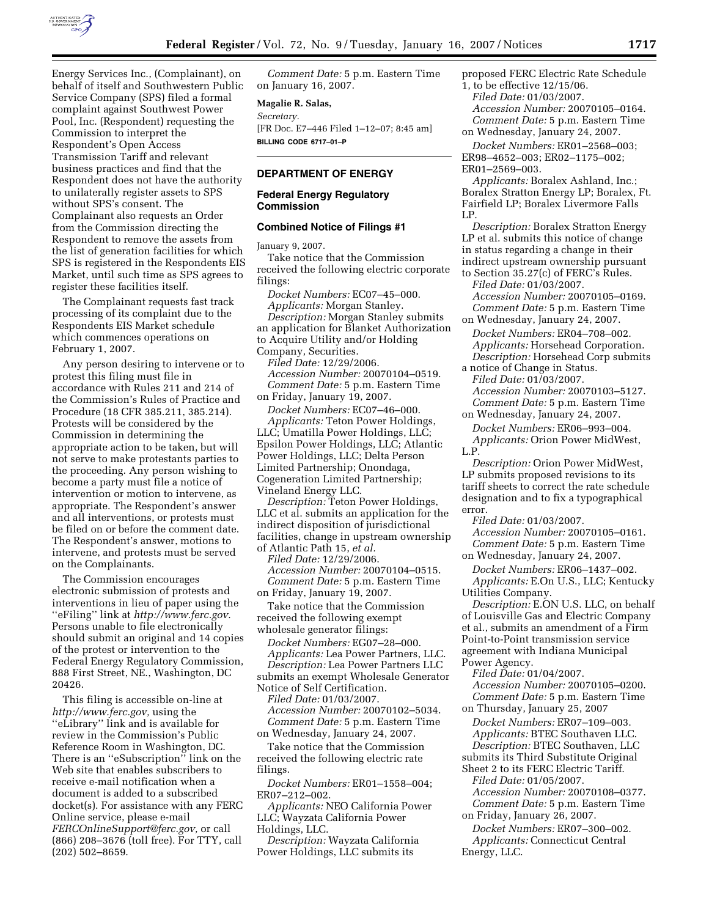Energy Services Inc., (Complainant), on behalf of itself and Southwestern Public Service Company (SPS) filed a formal complaint against Southwest Power Pool, Inc. (Respondent) requesting the Commission to interpret the Respondent's Open Access Transmission Tariff and relevant business practices and find that the Respondent does not have the authority to unilaterally register assets to SPS without SPS's consent. The Complainant also requests an Order from the Commission directing the Respondent to remove the assets from the list of generation facilities for which SPS is registered in the Respondents EIS Market, until such time as SPS agrees to register these facilities itself.

The Complainant requests fast track processing of its complaint due to the Respondents EIS Market schedule which commences operations on February 1, 2007.

Any person desiring to intervene or to protest this filing must file in accordance with Rules 211 and 214 of the Commission's Rules of Practice and Procedure (18 CFR 385.211, 385.214). Protests will be considered by the Commission in determining the appropriate action to be taken, but will not serve to make protestants parties to the proceeding. Any person wishing to become a party must file a notice of intervention or motion to intervene, as appropriate. The Respondent's answer and all interventions, or protests must be filed on or before the comment date. The Respondent's answer, motions to intervene, and protests must be served on the Complainants.

The Commission encourages electronic submission of protests and interventions in lieu of paper using the ''eFiling'' link at *http://www.ferc.gov.* Persons unable to file electronically should submit an original and 14 copies of the protest or intervention to the Federal Energy Regulatory Commission, 888 First Street, NE., Washington, DC 20426.

This filing is accessible on-line at *http://www.ferc.gov,* using the ''eLibrary'' link and is available for review in the Commission's Public Reference Room in Washington, DC. There is an ''eSubscription'' link on the Web site that enables subscribers to receive e-mail notification when a document is added to a subscribed docket(s). For assistance with any FERC Online service, please e-mail *FERCOnlineSupport@ferc.gov,* or call (866) 208–3676 (toll free). For TTY, call (202) 502–8659.

*Comment Date:* 5 p.m. Eastern Time on January 16, 2007.

**Magalie R. Salas,**

*Secretary.*

[FR Doc. E7–446 Filed 1–12–07; 8:45 am]

**BILLING CODE 6717–01–P**

## DEPARTMENT OF ENERGY

### Federal Energy Regulatory Commission

#### Combined Notice of Filings #1

January 9, 2007.

Take notice that the Commission received the following electric corporate filings:

*Docket Numbers:* EC07–45–000.
*Applicants:* Morgan Stanley.
*Description:* Morgan Stanley submits an application for Blanket Authorization to Acquire Utility and/or Holding Company, Securities.
*Filed Date:* 12/29/2006.
*Accession Number:* 20070104–0519.
*Comment Date:* 5 p.m. Eastern Time on Friday, January 19, 2007.

*Docket Numbers:* EC07–46–000.
*Applicants:* Teton Power Holdings, LLC; Umatilla Power Holdings, LLC; Epsilon Power Holdings, LLC; Atlantic Power Holdings, LLC; Delta Person Limited Partnership; Onondaga, Cogeneration Limited Partnership; Vineland Energy LLC.
*Description:* Teton Power Holdings, LLC et al. submits an application for the indirect disposition of jurisdictional facilities, change in upstream ownership of Atlantic Path 15, *et al.*
*Filed Date:* 12/29/2006.
*Accession Number:* 20070104–0515.
*Comment Date:* 5 p.m. Eastern Time on Friday, January 19, 2007.

Take notice that the Commission received the following exempt wholesale generator filings:

*Docket Numbers:* EG07–28–000.
*Applicants:* Lea Power Partners, LLC.
*Description:* Lea Power Partners LLC submits an exempt Wholesale Generator Notice of Self Certification.
*Filed Date:* 01/03/2007.
*Accession Number:* 20070102–5034.
*Comment Date:* 5 p.m. Eastern Time on Wednesday, January 24, 2007.

Take notice that the Commission received the following electric rate filings.

*Docket Numbers:* ER01–1558–004; ER07–212–002.
*Applicants:* NEO California Power LLC; Wayzata California Power Holdings, LLC.
*Description:* Wayzata California Power Holdings, LLC submits its proposed FERC Electric Rate Schedule 1, to be effective 12/15/06.
*Filed Date:* 01/03/2007.
*Accession Number:* 20070105–0164.
*Comment Date:* 5 p.m. Eastern Time on Wednesday, January 24, 2007.

*Docket Numbers:* ER01–2568–003; ER98–4652–003; ER02–1175–002; ER01–2569–003.
*Applicants:* Boralex Ashland, Inc.; Boralex Stratton Energy LP; Boralex, Ft. Fairfield LP; Boralex Livermore Falls LP.
*Description:* Boralex Stratton Energy LP et al. submits this notice of change in status regarding a change in their indirect upstream ownership pursuant to Section 35.27(c) of FERC's Rules.
*Filed Date:* 01/03/2007.
*Accession Number:* 20070105–0169.
*Comment Date:* 5 p.m. Eastern Time on Wednesday, January 24, 2007.

*Docket Numbers:* ER04–708–002.
*Applicants:* Horsehead Corporation.
*Description:* Horsehead Corp submits a notice of Change in Status.
*Filed Date:* 01/03/2007.
*Accession Number:* 20070103–5127.
*Comment Date:* 5 p.m. Eastern Time on Wednesday, January 24, 2007.

*Docket Numbers:* ER06–993–004.
*Applicants:* Orion Power MidWest, L.P.
*Description:* Orion Power MidWest, LP submits proposed revisions to its tariff sheets to correct the rate schedule designation and to fix a typographical error.
*Filed Date:* 01/03/2007.
*Accession Number:* 20070105–0161.
*Comment Date:* 5 p.m. Eastern Time on Wednesday, January 24, 2007.

*Docket Numbers:* ER06–1437–002.
*Applicants:* E.On U.S., LLC; Kentucky Utilities Company.
*Description:* E.ON U.S. LLC, on behalf of Louisville Gas and Electric Company et al., submits an amendment of a Firm Point-to-Point transmission service agreement with Indiana Municipal Power Agency.
*Filed Date:* 01/04/2007.
*Accession Number:* 20070105–0200.
*Comment Date:* 5 p.m. Eastern Time on Thursday, January 25, 2007

*Docket Numbers:* ER07–109–003.
*Applicants:* BTEC Southaven LLC.
*Description:* BTEC Southaven, LLC submits its Third Substitute Original Sheet 2 to its FERC Electric Tariff.
*Filed Date:* 01/05/2007.
*Accession Number:* 20070108–0377.
*Comment Date:* 5 p.m. Eastern Time on Friday, January 26, 2007.

*Docket Numbers:* ER07–300–002.
*Applicants:* Connecticut Central Energy, LLC.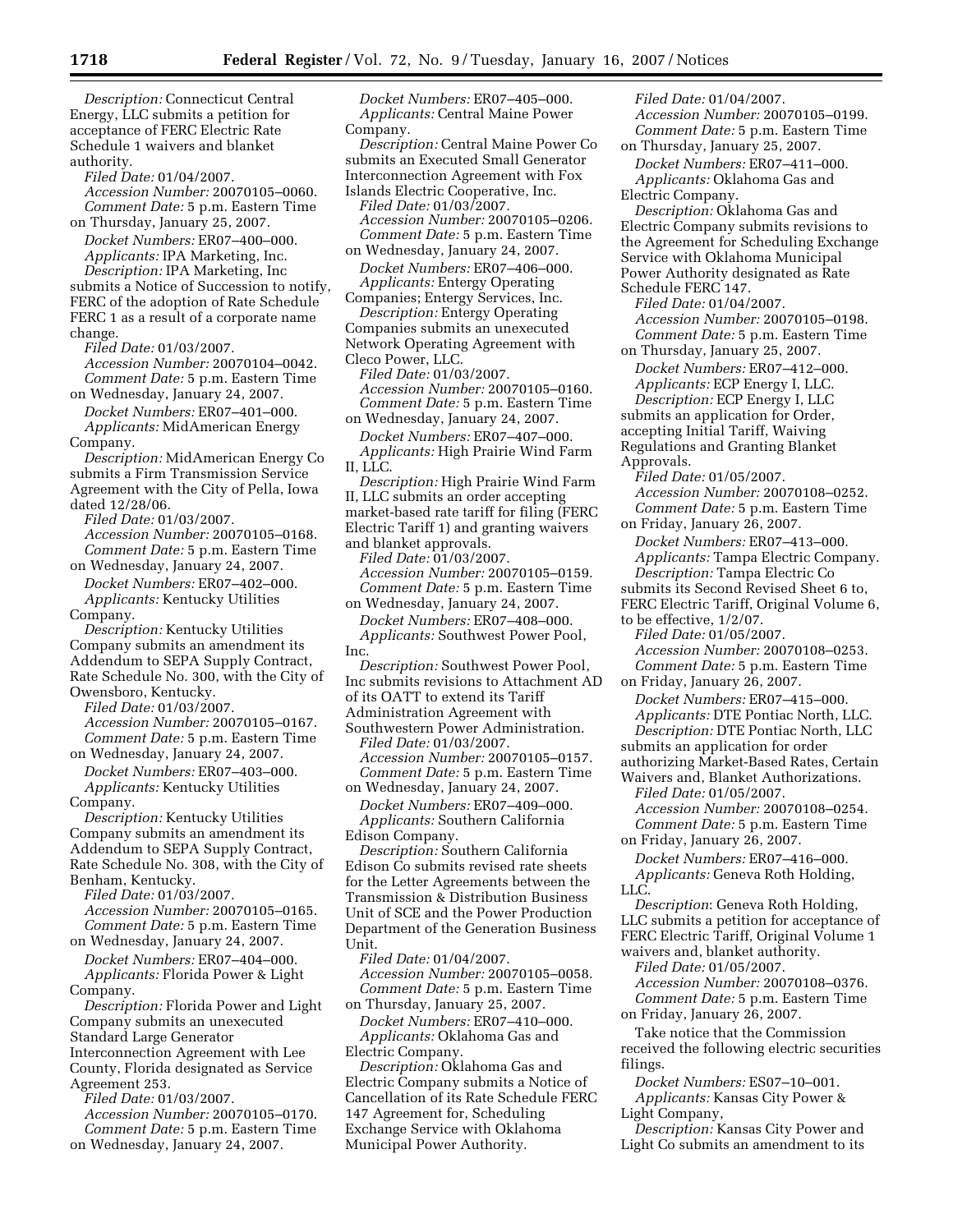*Description:* Connecticut Central Energy, LLC submits a petition for acceptance of FERC Electric Rate Schedule 1 waivers and blanket authority.
*Filed Date:* 01/04/2007.
*Accession Number:* 20070105–0060.
*Comment Date:* 5 p.m. Eastern Time on Thursday, January 25, 2007.

*Docket Numbers:* ER07–400–000.
*Applicants:* IPA Marketing, Inc.
*Description:* IPA Marketing, Inc submits a Notice of Succession to notify, FERC of the adoption of Rate Schedule FERC 1 as a result of a corporate name change.
*Filed Date:* 01/03/2007.
*Accession Number:* 20070104–0042.
*Comment Date:* 5 p.m. Eastern Time on Wednesday, January 24, 2007.

*Docket Numbers:* ER07–401–000.
*Applicants:* MidAmerican Energy Company.
*Description:* MidAmerican Energy Co submits a Firm Transmission Service Agreement with the City of Pella, Iowa dated 12/28/06.
*Filed Date:* 01/03/2007.
*Accession Number:* 20070105–0168.
*Comment Date:* 5 p.m. Eastern Time on Wednesday, January 24, 2007.

*Docket Numbers:* ER07–402–000.
*Applicants:* Kentucky Utilities Company.
*Description:* Kentucky Utilities Company submits an amendment its Addendum to SEPA Supply Contract, Rate Schedule No. 300, with the City of Owensboro, Kentucky.
*Filed Date:* 01/03/2007.
*Accession Number:* 20070105–0167.
*Comment Date:* 5 p.m. Eastern Time on Wednesday, January 24, 2007.

*Docket Numbers:* ER07–403–000.
*Applicants:* Kentucky Utilities Company.
*Description:* Kentucky Utilities Company submits an amendment its Addendum to SEPA Supply Contract, Rate Schedule No. 308, with the City of Benham, Kentucky.
*Filed Date:* 01/03/2007.
*Accession Number:* 20070105–0165.
*Comment Date:* 5 p.m. Eastern Time on Wednesday, January 24, 2007.

*Docket Numbers:* ER07–404–000.
*Applicants:* Florida Power & Light Company.
*Description:* Florida Power and Light Company submits an unexecuted Standard Large Generator Interconnection Agreement with Lee County, Florida designated as Service Agreement 253.
*Filed Date:* 01/03/2007.
*Accession Number:* 20070105–0170.
*Comment Date:* 5 p.m. Eastern Time on Wednesday, January 24, 2007.

*Docket Numbers:* ER07–405–000.
*Applicants:* Central Maine Power Company.
*Description:* Central Maine Power Co submits an Executed Small Generator Interconnection Agreement with Fox Islands Electric Cooperative, Inc.
*Filed Date:* 01/03/2007.
*Accession Number:* 20070105–0206.
*Comment Date:* 5 p.m. Eastern Time on Wednesday, January 24, 2007.

*Docket Numbers:* ER07–406–000.
*Applicants:* Entergy Operating Companies; Entergy Services, Inc.
*Description:* Entergy Operating Companies submits an unexecuted Network Operating Agreement with Cleco Power, LLC.
*Filed Date:* 01/03/2007.
*Accession Number:* 20070105–0160.
*Comment Date:* 5 p.m. Eastern Time on Wednesday, January 24, 2007.

*Docket Numbers:* ER07–407–000.
*Applicants:* High Prairie Wind Farm II, LLC.
*Description:* High Prairie Wind Farm II, LLC submits an order accepting market-based rate tariff for filing (FERC Electric Tariff 1) and granting waivers and blanket approvals.
*Filed Date:* 01/03/2007.
*Accession Number:* 20070105–0159.
*Comment Date:* 5 p.m. Eastern Time on Wednesday, January 24, 2007.

*Docket Numbers:* ER07–408–000.
*Applicants:* Southwest Power Pool, Inc.
*Description:* Southwest Power Pool, Inc submits revisions to Attachment AD of its OATT to extend its Tariff Administration Agreement with Southwestern Power Administration.
*Filed Date:* 01/03/2007.
*Accession Number:* 20070105–0157.
*Comment Date:* 5 p.m. Eastern Time on Wednesday, January 24, 2007.

*Docket Numbers:* ER07–409–000.
*Applicants:* Southern California Edison Company.
*Description:* Southern California Edison Co submits revised rate sheets for the Letter Agreements between the Transmission & Distribution Business Unit of SCE and the Power Production Department of the Generation Business Unit.
*Filed Date:* 01/04/2007.
*Accession Number:* 20070105–0058.
*Comment Date:* 5 p.m. Eastern Time on Thursday, January 25, 2007.

*Docket Numbers:* ER07–410–000.
*Applicants:* Oklahoma Gas and Electric Company.
*Description:* Oklahoma Gas and Electric Company submits a Notice of Cancellation of its Rate Schedule FERC 147 Agreement for, Scheduling Exchange Service with Oklahoma Municipal Power Authority.
*Filed Date:* 01/04/2007.
*Accession Number:* 20070105–0199.
*Comment Date:* 5 p.m. Eastern Time on Thursday, January 25, 2007.

*Docket Numbers:* ER07–411–000.
*Applicants:* Oklahoma Gas and Electric Company.
*Description:* Oklahoma Gas and Electric Company submits revisions to the Agreement for Scheduling Exchange Service with Oklahoma Municipal Power Authority designated as Rate Schedule FERC 147.
*Filed Date:* 01/04/2007.
*Accession Number:* 20070105–0198.
*Comment Date:* 5 p.m. Eastern Time on Thursday, January 25, 2007.

*Docket Numbers:* ER07–412–000.
*Applicants:* ECP Energy I, LLC.
*Description:* ECP Energy I, LLC submits an application for Order, accepting Initial Tariff, Waiving Regulations and Granting Blanket Approvals.
*Filed Date:* 01/05/2007.
*Accession Number:* 20070108–0252.
*Comment Date:* 5 p.m. Eastern Time on Friday, January 26, 2007.

*Docket Numbers:* ER07–413–000.
*Applicants:* Tampa Electric Company.
*Description:* Tampa Electric Co submits its Second Revised Sheet 6 to, FERC Electric Tariff, Original Volume 6, to be effective, 1/2/07.
*Filed Date:* 01/05/2007.
*Accession Number:* 20070108–0253.
*Comment Date:* 5 p.m. Eastern Time on Friday, January 26, 2007.

*Docket Numbers:* ER07–415–000.
*Applicants:* DTE Pontiac North, LLC.
*Description:* DTE Pontiac North, LLC submits an application for order authorizing Market-Based Rates, Certain Waivers and, Blanket Authorizations.
*Filed Date:* 01/05/2007.
*Accession Number:* 20070108–0254.
*Comment Date:* 5 p.m. Eastern Time on Friday, January 26, 2007.

*Docket Numbers:* ER07–416–000.
*Applicants:* Geneva Roth Holding, LLC.
*Description*: Geneva Roth Holding, LLC submits a petition for acceptance of FERC Electric Tariff, Original Volume 1 waivers and, blanket authority.
*Filed Date:* 01/05/2007.
*Accession Number:* 20070108–0376.
*Comment Date:* 5 p.m. Eastern Time on Friday, January 26, 2007.

Take notice that the Commission received the following electric securities filings.

*Docket Numbers:* ES07–10–001.
*Applicants:* Kansas City Power & Light Company,
*Description:* Kansas City Power and Light Co submits an amendment to its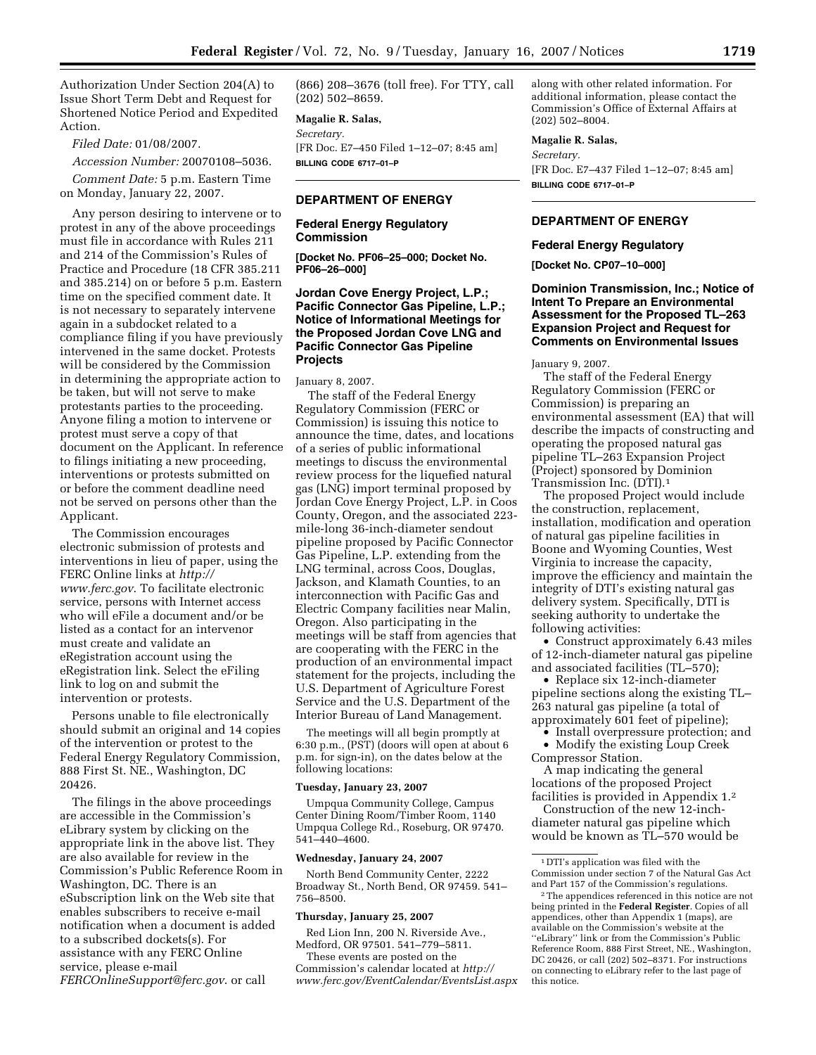Authorization Under Section 204(A) to Issue Short Term Debt and Request for Shortened Notice Period and Expedited Action.

*Filed Date:* 01/08/2007.

*Accession Number:* 20070108–5036.

*Comment Date:* 5 p.m. Eastern Time on Monday, January 22, 2007.

Any person desiring to intervene or to protest in any of the above proceedings must file in accordance with Rules 211 and 214 of the Commission's Rules of Practice and Procedure (18 CFR 385.211 and 385.214) on or before 5 p.m. Eastern time on the specified comment date. It is not necessary to separately intervene again in a subdocket related to a compliance filing if you have previously intervened in the same docket. Protests will be considered by the Commission in determining the appropriate action to be taken, but will not serve to make protestants parties to the proceeding. Anyone filing a motion to intervene or protest must serve a copy of that document on the Applicant. In reference to filings initiating a new proceeding, interventions or protests submitted on or before the comment deadline need not be served on persons other than the Applicant.

The Commission encourages electronic submission of protests and interventions in lieu of paper, using the FERC Online links at *http://www.ferc.gov*. To facilitate electronic service, persons with Internet access who will eFile a document and/or be listed as a contact for an intervenor must create and validate an eRegistration account using the eRegistration link. Select the eFiling link to log on and submit the intervention or protests.

Persons unable to file electronically should submit an original and 14 copies of the intervention or protest to the Federal Energy Regulatory Commission, 888 First St. NE., Washington, DC 20426.

The filings in the above proceedings are accessible in the Commission's eLibrary system by clicking on the appropriate link in the above list. They are also available for review in the Commission's Public Reference Room in Washington, DC. There is an eSubscription link on the Web site that enables subscribers to receive e-mail notification when a document is added to a subscribed dockets(s). For assistance with any FERC Online service, please e-mail *FERCOnlineSupport@ferc.gov.* or call (866) 208–3676 (toll free). For TTY, call (202) 502–8659.

**Magalie R. Salas,**

*Secretary.*

[FR Doc. E7–450 Filed 1–12–07; 8:45 am]

**BILLING CODE 6717–01–P**

---

## DEPARTMENT OF ENERGY

### Federal Energy Regulatory Commission

**[Docket No. PF06–25–000; Docket No. PF06–26–000]**

### Jordan Cove Energy Project, L.P.; Pacific Connector Gas Pipeline, L.P.; Notice of Informational Meetings for the Proposed Jordan Cove LNG and Pacific Connector Gas Pipeline Projects

January 8, 2007.

The staff of the Federal Energy Regulatory Commission (FERC or Commission) is issuing this notice to announce the time, dates, and locations of a series of public informational meetings to discuss the environmental review process for the liquefied natural gas (LNG) import terminal proposed by Jordan Cove Energy Project, L.P. in Coos County, Oregon, and the associated 223-mile-long 36-inch-diameter sendout pipeline proposed by Pacific Connector Gas Pipeline, L.P. extending from the LNG terminal, across Coos, Douglas, Jackson, and Klamath Counties, to an interconnection with Pacific Gas and Electric Company facilities near Malin, Oregon. Also participating in the meetings will be staff from agencies that are cooperating with the FERC in the production of an environmental impact statement for the projects, including the U.S. Department of Agriculture Forest Service and the U.S. Department of the Interior Bureau of Land Management.

The meetings will all begin promptly at 6:30 p.m., (PST) (doors will open at about 6 p.m. for sign-in), on the dates below at the following locations:

**Tuesday, January 23, 2007**

Umpqua Community College, Campus Center Dining Room/Timber Room, 1140 Umpqua College Rd., Roseburg, OR 97470. 541–440–4600.

**Wednesday, January 24, 2007**

North Bend Community Center, 2222 Broadway St., North Bend, OR 97459. 541–756–8500.

**Thursday, January 25, 2007**

Red Lion Inn, 200 N. Riverside Ave., Medford, OR 97501. 541–779–5811.

These events are posted on the Commission's calendar located at *http://www.ferc.gov/EventCalendar/EventsList.aspx* along with other related information. For additional information, please contact the Commission's Office of External Affairs at (202) 502–8004.

**Magalie R. Salas,**

*Secretary.*

[FR Doc. E7–437 Filed 1–12–07; 8:45 am]

**BILLING CODE 6717–01–P**

---

## DEPARTMENT OF ENERGY

### Federal Energy Regulatory

**[Docket No. CP07–10–000]**

### Dominion Transmission, Inc.; Notice of Intent To Prepare an Environmental Assessment for the Proposed TL–263 Expansion Project and Request for Comments on Environmental Issues

January 9, 2007.

The staff of the Federal Energy Regulatory Commission (FERC or Commission) is preparing an environmental assessment (EA) that will describe the impacts of constructing and operating the proposed natural gas pipeline TL–263 Expansion Project (Project) sponsored by Dominion Transmission Inc. (DTI).[1]

The proposed Project would include the construction, replacement, installation, modification and operation of natural gas pipeline facilities in Boone and Wyoming Counties, West Virginia to increase the capacity, improve the efficiency and maintain the integrity of DTI's existing natural gas delivery system. Specifically, DTI is seeking authority to undertake the following activities:

- Construct approximately 6.43 miles of 12-inch-diameter natural gas pipeline and associated facilities (TL–570);
- Replace six 12-inch-diameter pipeline sections along the existing TL–263 natural gas pipeline (a total of approximately 601 feet of pipeline);
- Install overpressure protection; and
- Modify the existing Loup Creek Compressor Station.

A map indicating the general locations of the proposed Project facilities is provided in Appendix 1.[2]

Construction of the new 12-inch-diameter natural gas pipeline which would be known as TL–570 would be

[1] DTI's application was filed with the Commission under section 7 of the Natural Gas Act and Part 157 of the Commission's regulations.

[2] The appendices referenced in this notice are not being printed in the **Federal Register**. Copies of all appendices, other than Appendix 1 (maps), are available on the Commission's website at the "eLibrary" link or from the Commission's Public Reference Room, 888 First Street, NE., Washington, DC 20426, or call (202) 502–8371. For instructions on connecting to eLibrary refer to the last page of this notice.